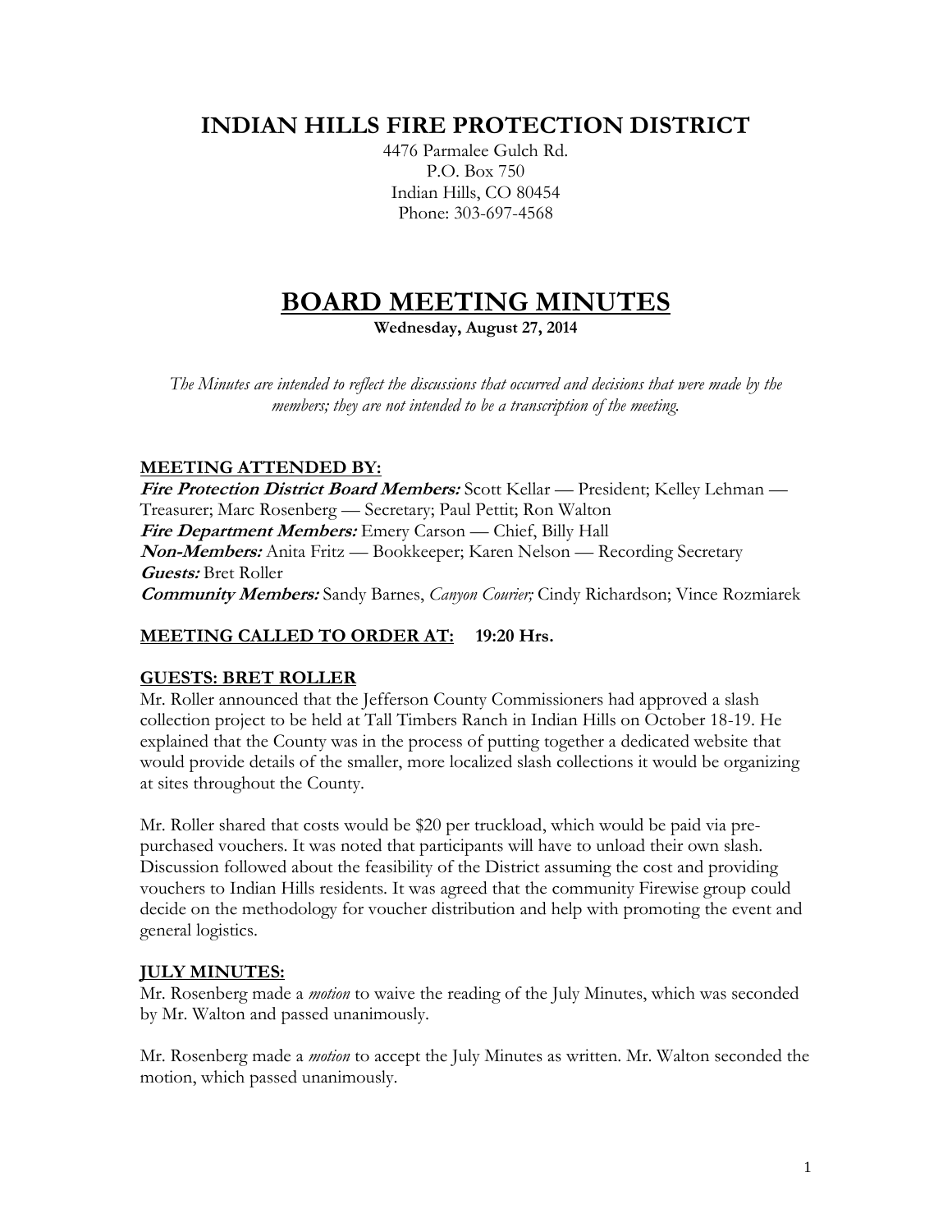# INDIAN HILLS FIRE PROTECTION DISTRICT

4476 Parmalee Gulch Rd.
P.O. Box 750
Indian Hills, CO 80454
Phone: 303-697-4568

# BOARD MEETING MINUTES

**Wednesday, August 27, 2014**

*The Minutes are intended to reflect the discussions that occurred and decisions that were made by the members; they are not intended to be a transcription of the meeting.*

## MEETING ATTENDED BY:

***Fire Protection District Board Members:*** Scott Kellar — President; Kelley Lehman — Treasurer; Marc Rosenberg — Secretary; Paul Pettit; Ron Walton
***Fire Department Members:*** Emery Carson — Chief, Billy Hall
***Non-Members:*** Anita Fritz — Bookkeeper; Karen Nelson — Recording Secretary
***Guests:*** Bret Roller
***Community Members:*** Sandy Barnes, *Canyon Courier;* Cindy Richardson; Vince Rozmiarek

## MEETING CALLED TO ORDER AT: 19:20 Hrs.

## GUESTS: BRET ROLLER

Mr. Roller announced that the Jefferson County Commissioners had approved a slash collection project to be held at Tall Timbers Ranch in Indian Hills on October 18-19. He explained that the County was in the process of putting together a dedicated website that would provide details of the smaller, more localized slash collections it would be organizing at sites throughout the County.

Mr. Roller shared that costs would be $20 per truckload, which would be paid via pre-purchased vouchers. It was noted that participants will have to unload their own slash. Discussion followed about the feasibility of the District assuming the cost and providing vouchers to Indian Hills residents. It was agreed that the community Firewise group could decide on the methodology for voucher distribution and help with promoting the event and general logistics.

## JULY MINUTES:

Mr. Rosenberg made a *motion* to waive the reading of the July Minutes, which was seconded by Mr. Walton and passed unanimously.

Mr. Rosenberg made a *motion* to accept the July Minutes as written. Mr. Walton seconded the motion, which passed unanimously.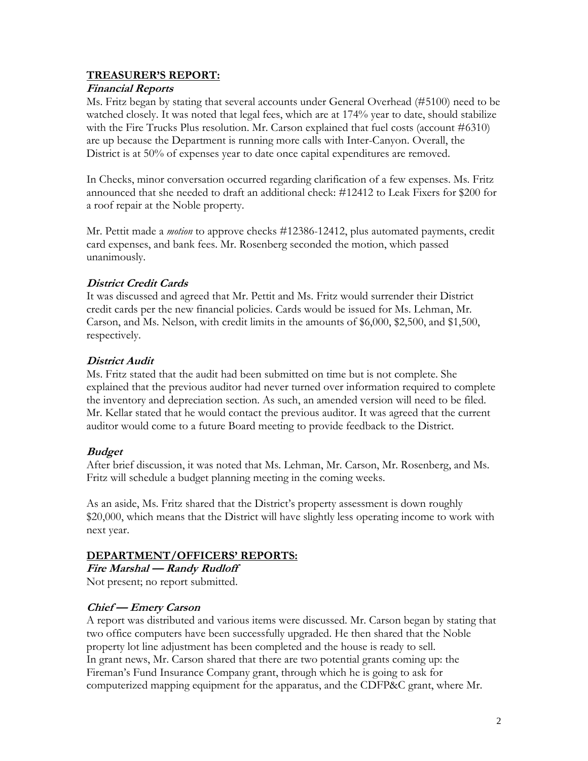## TREASURER'S REPORT:

### ***Financial Reports***

Ms. Fritz began by stating that several accounts under General Overhead (#5100) need to be watched closely. It was noted that legal fees, which are at 174% year to date, should stabilize with the Fire Trucks Plus resolution. Mr. Carson explained that fuel costs (account #6310) are up because the Department is running more calls with Inter-Canyon. Overall, the District is at 50% of expenses year to date once capital expenditures are removed.

In Checks, minor conversation occurred regarding clarification of a few expenses. Ms. Fritz announced that she needed to draft an additional check: #12412 to Leak Fixers for $200 for a roof repair at the Noble property.

Mr. Pettit made a *motion* to approve checks #12386-12412, plus automated payments, credit card expenses, and bank fees. Mr. Rosenberg seconded the motion, which passed unanimously.

### ***District Credit Cards***

It was discussed and agreed that Mr. Pettit and Ms. Fritz would surrender their District credit cards per the new financial policies. Cards would be issued for Ms. Lehman, Mr. Carson, and Ms. Nelson, with credit limits in the amounts of $6,000, $2,500, and $1,500, respectively.

### ***District Audit***

Ms. Fritz stated that the audit had been submitted on time but is not complete. She explained that the previous auditor had never turned over information required to complete the inventory and depreciation section. As such, an amended version will need to be filed. Mr. Kellar stated that he would contact the previous auditor. It was agreed that the current auditor would come to a future Board meeting to provide feedback to the District.

### ***Budget***

After brief discussion, it was noted that Ms. Lehman, Mr. Carson, Mr. Rosenberg, and Ms. Fritz will schedule a budget planning meeting in the coming weeks.

As an aside, Ms. Fritz shared that the District's property assessment is down roughly $20,000, which means that the District will have slightly less operating income to work with next year.

## DEPARTMENT/OFFICERS' REPORTS:

### ***Fire Marshal — Randy Rudloff***

Not present; no report submitted.

### ***Chief — Emery Carson***

A report was distributed and various items were discussed. Mr. Carson began by stating that two office computers have been successfully upgraded. He then shared that the Noble property lot line adjustment has been completed and the house is ready to sell.
In grant news, Mr. Carson shared that there are two potential grants coming up: the Fireman's Fund Insurance Company grant, through which he is going to ask for computerized mapping equipment for the apparatus, and the CDFP&C grant, where Mr.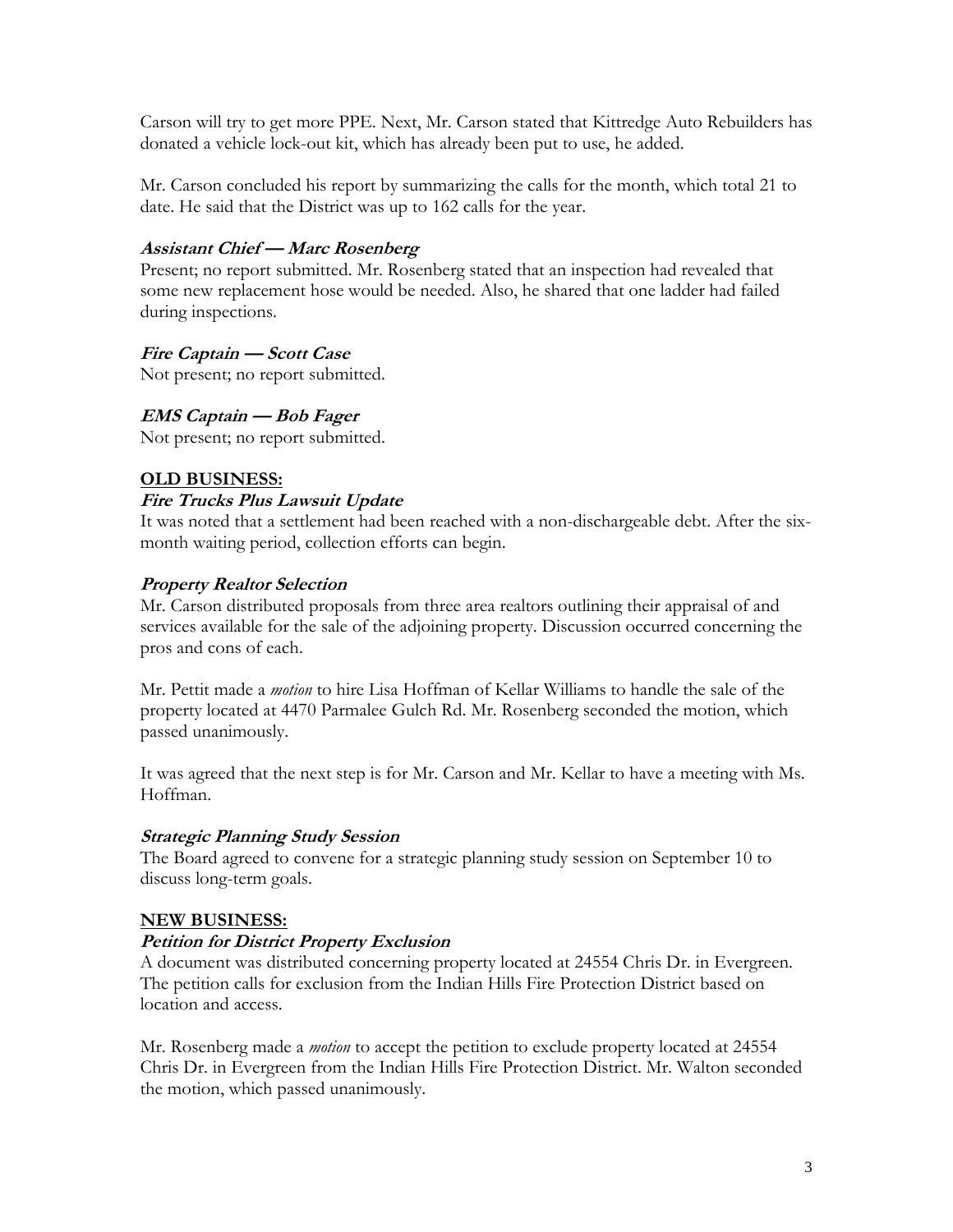Carson will try to get more PPE. Next, Mr. Carson stated that Kittredge Auto Rebuilders has donated a vehicle lock-out kit, which has already been put to use, he added.

Mr. Carson concluded his report by summarizing the calls for the month, which total 21 to date. He said that the District was up to 162 calls for the year.

### *Assistant Chief — Marc Rosenberg*

Present; no report submitted. Mr. Rosenberg stated that an inspection had revealed that some new replacement hose would be needed. Also, he shared that one ladder had failed during inspections.

### *Fire Captain — Scott Case*

Not present; no report submitted.

### *EMS Captain — Bob Fager*

Not present; no report submitted.

## OLD BUSINESS:

### *Fire Trucks Plus Lawsuit Update*

It was noted that a settlement had been reached with a non-dischargeable debt. After the six-month waiting period, collection efforts can begin.

### *Property Realtor Selection*

Mr. Carson distributed proposals from three area realtors outlining their appraisal of and services available for the sale of the adjoining property. Discussion occurred concerning the pros and cons of each.

Mr. Pettit made a *motion* to hire Lisa Hoffman of Kellar Williams to handle the sale of the property located at 4470 Parmalee Gulch Rd. Mr. Rosenberg seconded the motion, which passed unanimously.

It was agreed that the next step is for Mr. Carson and Mr. Kellar to have a meeting with Ms. Hoffman.

### *Strategic Planning Study Session*

The Board agreed to convene for a strategic planning study session on September 10 to discuss long-term goals.

## NEW BUSINESS:

### *Petition for District Property Exclusion*

A document was distributed concerning property located at 24554 Chris Dr. in Evergreen. The petition calls for exclusion from the Indian Hills Fire Protection District based on location and access.

Mr. Rosenberg made a *motion* to accept the petition to exclude property located at 24554 Chris Dr. in Evergreen from the Indian Hills Fire Protection District. Mr. Walton seconded the motion, which passed unanimously.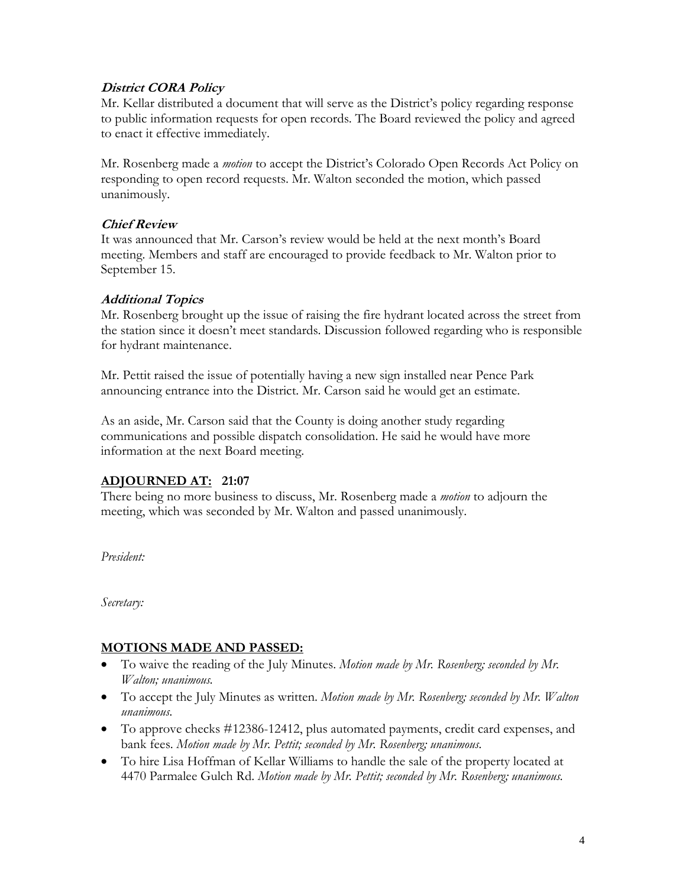### *District CORA Policy*

Mr. Kellar distributed a document that will serve as the District's policy regarding response to public information requests for open records. The Board reviewed the policy and agreed to enact it effective immediately.

Mr. Rosenberg made a *motion* to accept the District's Colorado Open Records Act Policy on responding to open record requests. Mr. Walton seconded the motion, which passed unanimously.

### *Chief Review*

It was announced that Mr. Carson's review would be held at the next month's Board meeting. Members and staff are encouraged to provide feedback to Mr. Walton prior to September 15.

### *Additional Topics*

Mr. Rosenberg brought up the issue of raising the fire hydrant located across the street from the station since it doesn't meet standards. Discussion followed regarding who is responsible for hydrant maintenance.

Mr. Pettit raised the issue of potentially having a new sign installed near Pence Park announcing entrance into the District. Mr. Carson said he would get an estimate.

As an aside, Mr. Carson said that the County is doing another study regarding communications and possible dispatch consolidation. He said he would have more information at the next Board meeting.

## ADJOURNED AT: 21:07

There being no more business to discuss, Mr. Rosenberg made a *motion* to adjourn the meeting, which was seconded by Mr. Walton and passed unanimously.

*President:*

*Secretary:*

## MOTIONS MADE AND PASSED:

- To waive the reading of the July Minutes. *Motion made by Mr. Rosenberg; seconded by Mr. Walton; unanimous.*
- To accept the July Minutes as written. *Motion made by Mr. Rosenberg; seconded by Mr. Walton unanimous.*
- To approve checks #12386-12412, plus automated payments, credit card expenses, and bank fees. *Motion made by Mr. Pettit; seconded by Mr. Rosenberg; unanimous.*
- To hire Lisa Hoffman of Kellar Williams to handle the sale of the property located at 4470 Parmalee Gulch Rd. *Motion made by Mr. Pettit; seconded by Mr. Rosenberg; unanimous.*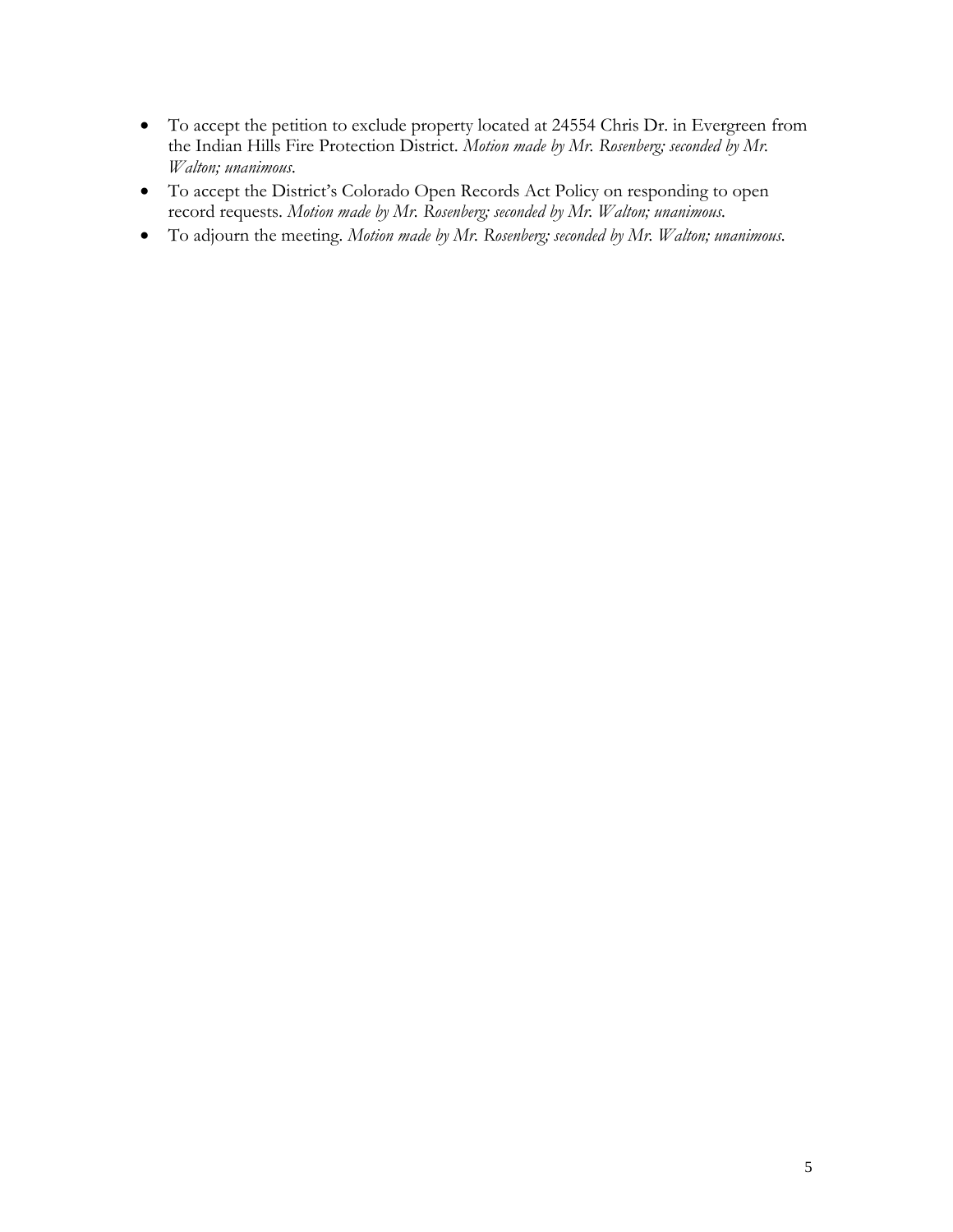- To accept the petition to exclude property located at 24554 Chris Dr. in Evergreen from the Indian Hills Fire Protection District. *Motion made by Mr. Rosenberg; seconded by Mr. Walton; unanimous.*
- To accept the District's Colorado Open Records Act Policy on responding to open record requests. *Motion made by Mr. Rosenberg; seconded by Mr. Walton; unanimous.*
- To adjourn the meeting. *Motion made by Mr. Rosenberg; seconded by Mr. Walton; unanimous.*